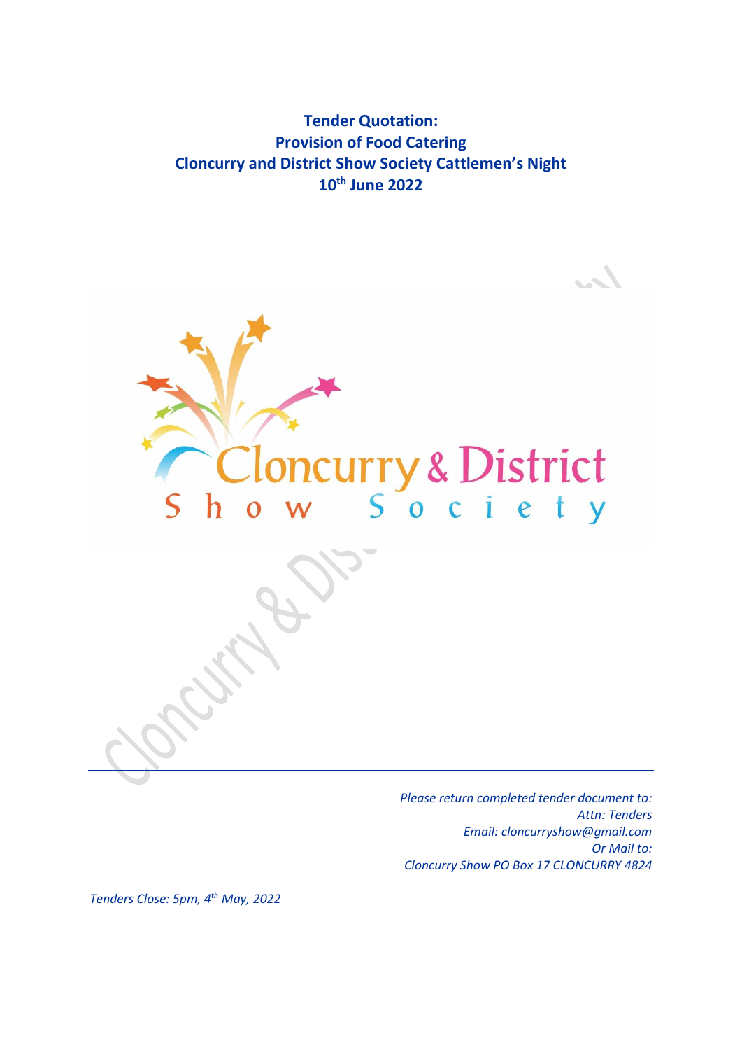# Tender Quotation:
# Provision of Food Catering
# Cloncurry and District Show Society Cattlemen's Night
# 10th June 2022

Cloncurry & District

Show Society

*Please return completed tender document to:*
*Attn: Tenders*
*Email: cloncurryshow@gmail.com*
*Or Mail to:*
*Cloncurry Show PO Box 17 CLONCURRY 4824*

*Tenders Close: 5pm, 4th May, 2022*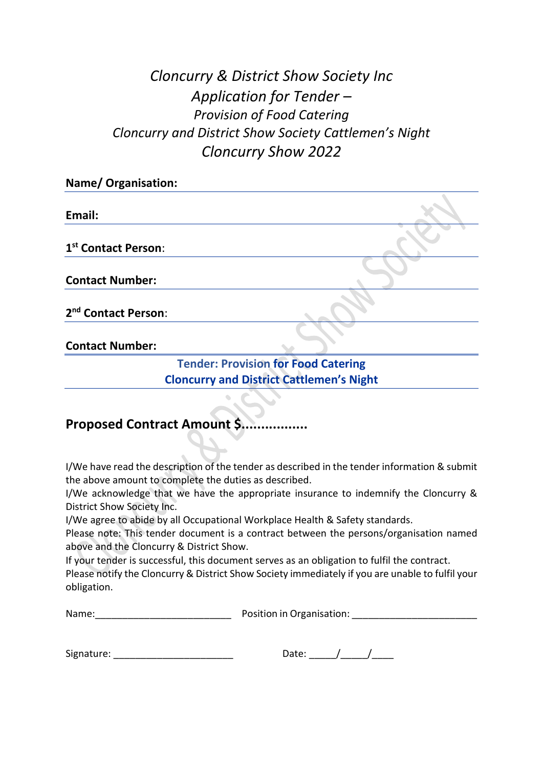*Cloncurry & District Show Society Inc*
*Application for Tender –*
*Provision of Food Catering*
*Cloncurry and District Show Society Cattlemen's Night*
*Cloncurry Show 2022*

**Name/ Organisation:**

**Email:**

**1st Contact Person**:

**Contact Number:**

**2nd Contact Person**:

**Contact Number:**

**Tender: Provision for Food Catering**
**Cloncurry and District Cattlemen's Night**

## Proposed Contract Amount $.................

I/We have read the description of the tender as described in the tender information & submit the above amount to complete the duties as described.
I/We acknowledge that we have the appropriate insurance to indemnify the Cloncurry & District Show Society Inc.
I/We agree to abide by all Occupational Workplace Health & Safety standards.
Please note: This tender document is a contract between the persons/organisation named above and the Cloncurry & District Show.
If your tender is successful, this document serves as an obligation to fulfil the contract.
Please notify the Cloncurry & District Show Society immediately if you are unable to fulfil your obligation.

Name:__________________________ Position in Organisation: _______________________

Signature: ______________________ Date: _____/_____/____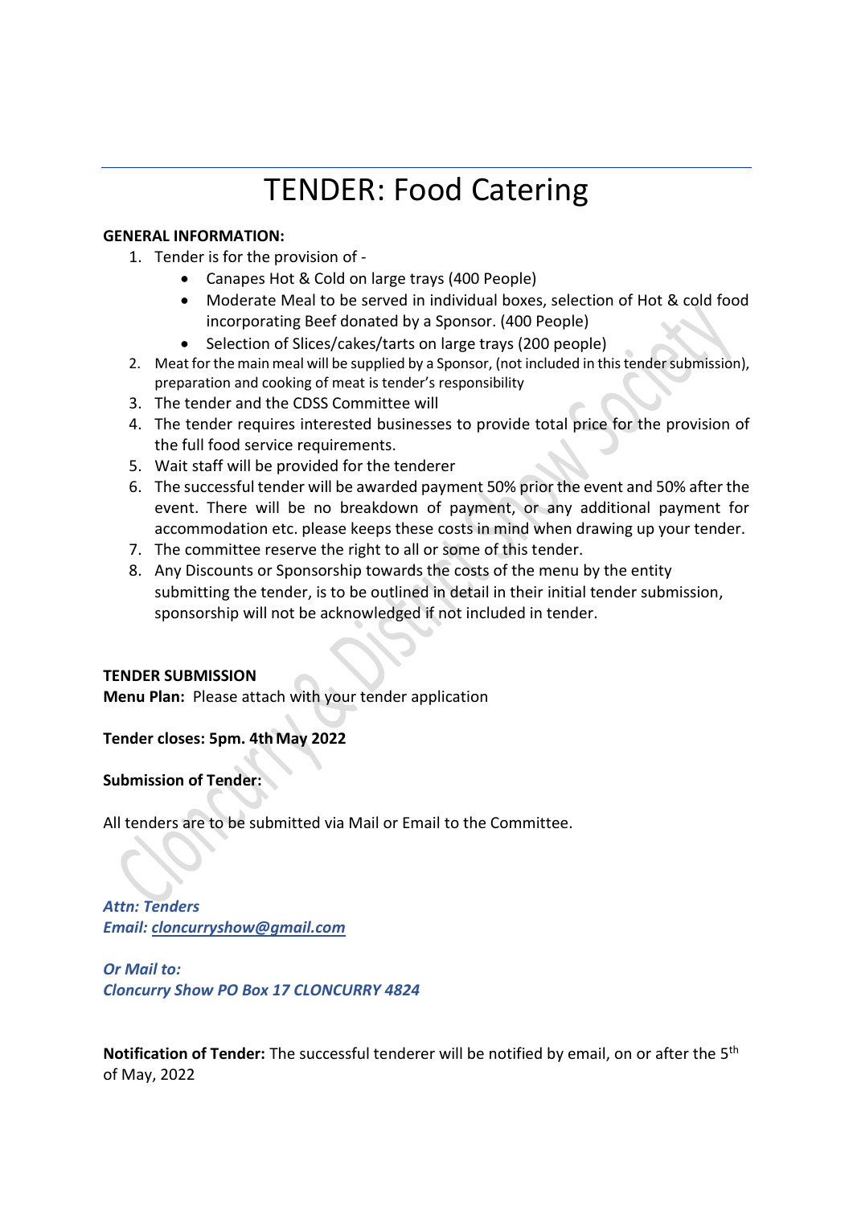# TENDER: Food Catering

**GENERAL INFORMATION:**

1. Tender is for the provision of -
   - Canapes Hot & Cold on large trays (400 People)
   - Moderate Meal to be served in individual boxes, selection of Hot & cold food incorporating Beef donated by a Sponsor. (400 People)
   - Selection of Slices/cakes/tarts on large trays (200 people)
2. Meat for the main meal will be supplied by a Sponsor, (not included in this tender submission), preparation and cooking of meat is tender's responsibility
3. The tender and the CDSS Committee will
4. The tender requires interested businesses to provide total price for the provision of the full food service requirements.
5. Wait staff will be provided for the tenderer
6. The successful tender will be awarded payment 50% prior the event and 50% after the event. There will be no breakdown of payment, or any additional payment for accommodation etc. please keeps these costs in mind when drawing up your tender.
7. The committee reserve the right to all or some of this tender.
8. Any Discounts or Sponsorship towards the costs of the menu by the entity submitting the tender, is to be outlined in detail in their initial tender submission, sponsorship will not be acknowledged if not included in tender.

**TENDER SUBMISSION**

**Menu Plan:** Please attach with your tender application

**Tender closes: 5pm. 4th May 2022**

**Submission of Tender:**

All tenders are to be submitted via Mail or Email to the Committee.

***Attn: Tenders***
***Email: cloncurryshow@gmail.com***

***Or Mail to:***
***Cloncurry Show PO Box 17 CLONCURRY 4824***

**Notification of Tender:** The successful tenderer will be notified by email, on or after the 5th of May, 2022